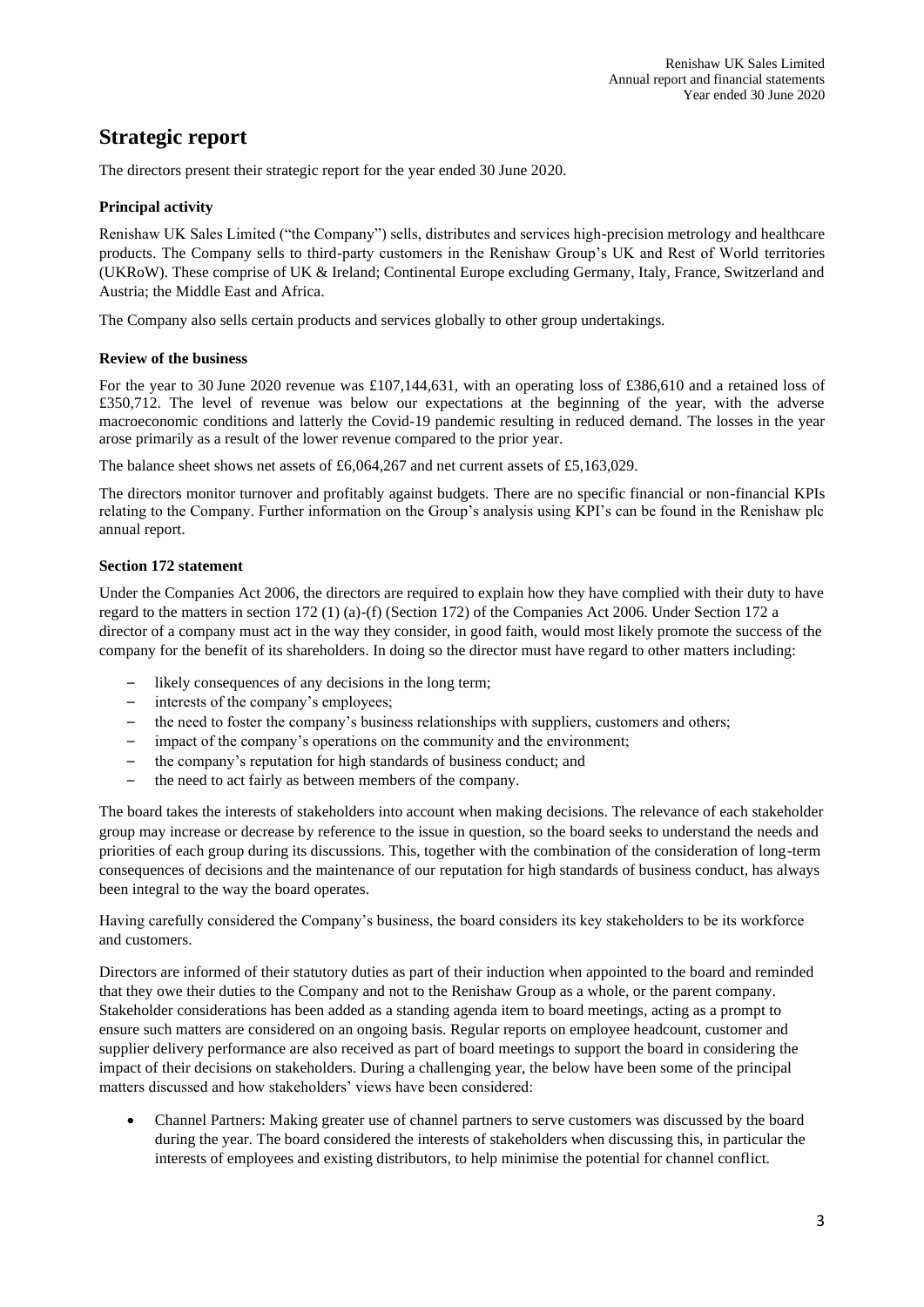# Strategic report

The directors present their strategic report for the year ended 30 June 2020.

### Principal activity

Renishaw UK Sales Limited ("the Company") sells, distributes and services high-precision metrology and healthcare products. The Company sells to third-party customers in the Renishaw Group's UK and Rest of World territories (UKRoW). These comprise of UK & Ireland; Continental Europe excluding Germany, Italy, France, Switzerland and Austria; the Middle East and Africa.

The Company also sells certain products and services globally to other group undertakings.

### Review of the business

For the year to 30 June 2020 revenue was £107,144,631, with an operating loss of £386,610 and a retained loss of £350,712. The level of revenue was below our expectations at the beginning of the year, with the adverse macroeconomic conditions and latterly the Covid-19 pandemic resulting in reduced demand. The losses in the year arose primarily as a result of the lower revenue compared to the prior year.

The balance sheet shows net assets of £6,064,267 and net current assets of £5,163,029.

The directors monitor turnover and profitably against budgets. There are no specific financial or non-financial KPIs relating to the Company. Further information on the Group's analysis using KPI's can be found in the Renishaw plc annual report.

### Section 172 statement

Under the Companies Act 2006, the directors are required to explain how they have complied with their duty to have regard to the matters in section 172 (1) (a)-(f) (Section 172) of the Companies Act 2006. Under Section 172 a director of a company must act in the way they consider, in good faith, would most likely promote the success of the company for the benefit of its shareholders. In doing so the director must have regard to other matters including:

- likely consequences of any decisions in the long term;
- interests of the company's employees;
- the need to foster the company's business relationships with suppliers, customers and others;
- impact of the company's operations on the community and the environment;
- the company's reputation for high standards of business conduct; and
- the need to act fairly as between members of the company.

The board takes the interests of stakeholders into account when making decisions. The relevance of each stakeholder group may increase or decrease by reference to the issue in question, so the board seeks to understand the needs and priorities of each group during its discussions. This, together with the combination of the consideration of long-term consequences of decisions and the maintenance of our reputation for high standards of business conduct, has always been integral to the way the board operates.

Having carefully considered the Company's business, the board considers its key stakeholders to be its workforce and customers.

Directors are informed of their statutory duties as part of their induction when appointed to the board and reminded that they owe their duties to the Company and not to the Renishaw Group as a whole, or the parent company. Stakeholder considerations has been added as a standing agenda item to board meetings, acting as a prompt to ensure such matters are considered on an ongoing basis. Regular reports on employee headcount, customer and supplier delivery performance are also received as part of board meetings to support the board in considering the impact of their decisions on stakeholders. During a challenging year, the below have been some of the principal matters discussed and how stakeholders' views have been considered:

- Channel Partners: Making greater use of channel partners to serve customers was discussed by the board during the year. The board considered the interests of stakeholders when discussing this, in particular the interests of employees and existing distributors, to help minimise the potential for channel conflict.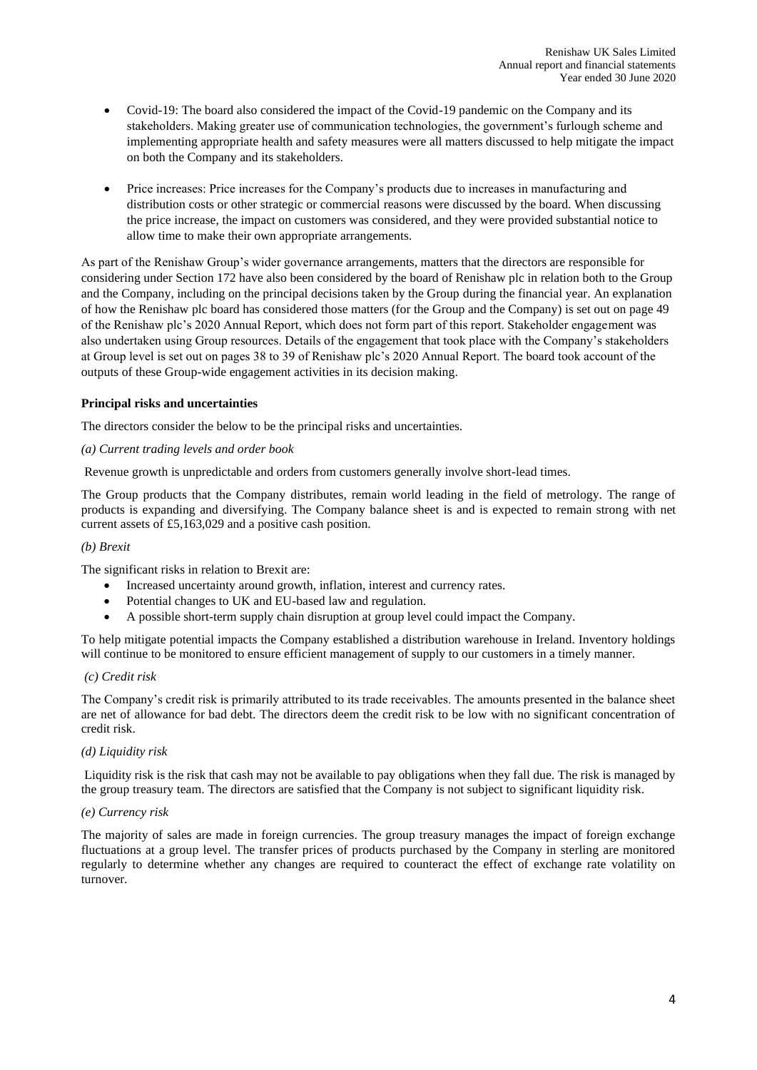- Covid-19: The board also considered the impact of the Covid-19 pandemic on the Company and its stakeholders. Making greater use of communication technologies, the government's furlough scheme and implementing appropriate health and safety measures were all matters discussed to help mitigate the impact on both the Company and its stakeholders.

- Price increases: Price increases for the Company's products due to increases in manufacturing and distribution costs or other strategic or commercial reasons were discussed by the board. When discussing the price increase, the impact on customers was considered, and they were provided substantial notice to allow time to make their own appropriate arrangements.

As part of the Renishaw Group's wider governance arrangements, matters that the directors are responsible for considering under Section 172 have also been considered by the board of Renishaw plc in relation both to the Group and the Company, including on the principal decisions taken by the Group during the financial year. An explanation of how the Renishaw plc board has considered those matters (for the Group and the Company) is set out on page 49 of the Renishaw plc's 2020 Annual Report, which does not form part of this report. Stakeholder engagement was also undertaken using Group resources. Details of the engagement that took place with the Company's stakeholders at Group level is set out on pages 38 to 39 of Renishaw plc's 2020 Annual Report. The board took account of the outputs of these Group-wide engagement activities in its decision making.

**Principal risks and uncertainties**

The directors consider the below to be the principal risks and uncertainties.

*(a) Current trading levels and order book*

Revenue growth is unpredictable and orders from customers generally involve short-lead times.

The Group products that the Company distributes, remain world leading in the field of metrology. The range of products is expanding and diversifying. The Company balance sheet is and is expected to remain strong with net current assets of £5,163,029 and a positive cash position.

*(b) Brexit*

The significant risks in relation to Brexit are:

- Increased uncertainty around growth, inflation, interest and currency rates.
- Potential changes to UK and EU-based law and regulation.
- A possible short-term supply chain disruption at group level could impact the Company.

To help mitigate potential impacts the Company established a distribution warehouse in Ireland. Inventory holdings will continue to be monitored to ensure efficient management of supply to our customers in a timely manner.

*(c) Credit risk*

The Company's credit risk is primarily attributed to its trade receivables. The amounts presented in the balance sheet are net of allowance for bad debt. The directors deem the credit risk to be low with no significant concentration of credit risk.

*(d) Liquidity risk*

Liquidity risk is the risk that cash may not be available to pay obligations when they fall due. The risk is managed by the group treasury team. The directors are satisfied that the Company is not subject to significant liquidity risk.

*(e) Currency risk*

The majority of sales are made in foreign currencies. The group treasury manages the impact of foreign exchange fluctuations at a group level. The transfer prices of products purchased by the Company in sterling are monitored regularly to determine whether any changes are required to counteract the effect of exchange rate volatility on turnover.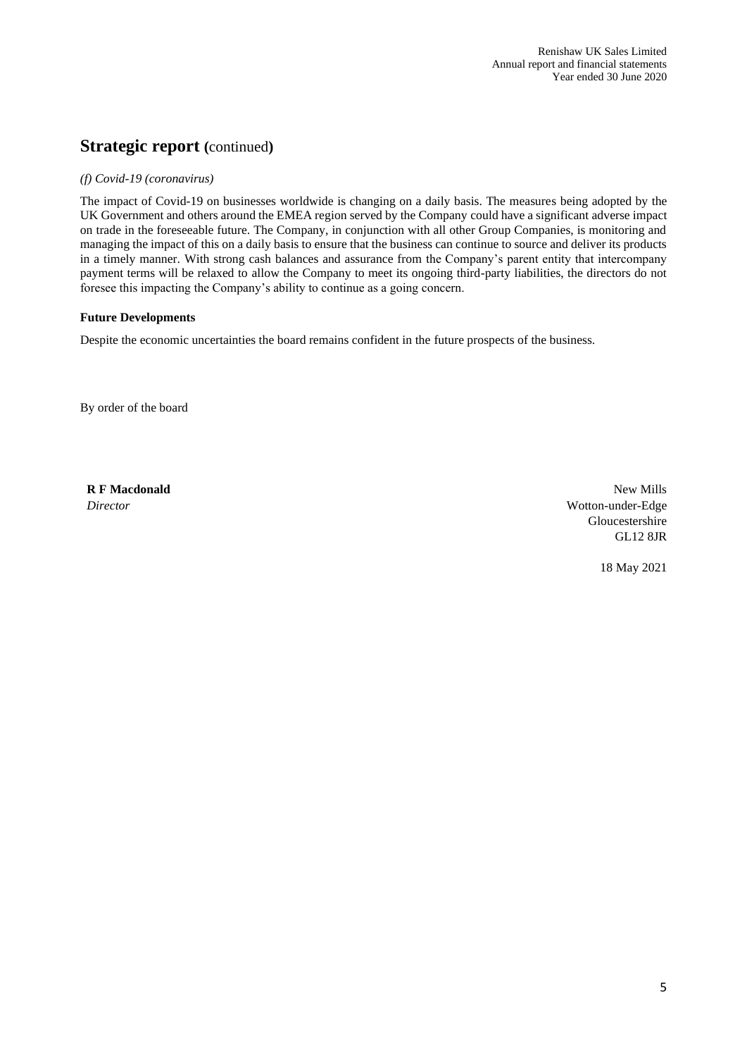## Strategic report (continued)

*(f) Covid-19 (coronavirus)*

The impact of Covid-19 on businesses worldwide is changing on a daily basis. The measures being adopted by the UK Government and others around the EMEA region served by the Company could have a significant adverse impact on trade in the foreseeable future. The Company, in conjunction with all other Group Companies, is monitoring and managing the impact of this on a daily basis to ensure that the business can continue to source and deliver its products in a timely manner. With strong cash balances and assurance from the Company's parent entity that intercompany payment terms will be relaxed to allow the Company to meet its ongoing third-party liabilities, the directors do not foresee this impacting the Company's ability to continue as a going concern.

**Future Developments**

Despite the economic uncertainties the board remains confident in the future prospects of the business.

By order of the board

**R F Macdonald**
*Director*

New Mills
Wotton-under-Edge
Gloucestershire
GL12 8JR

18 May 2021